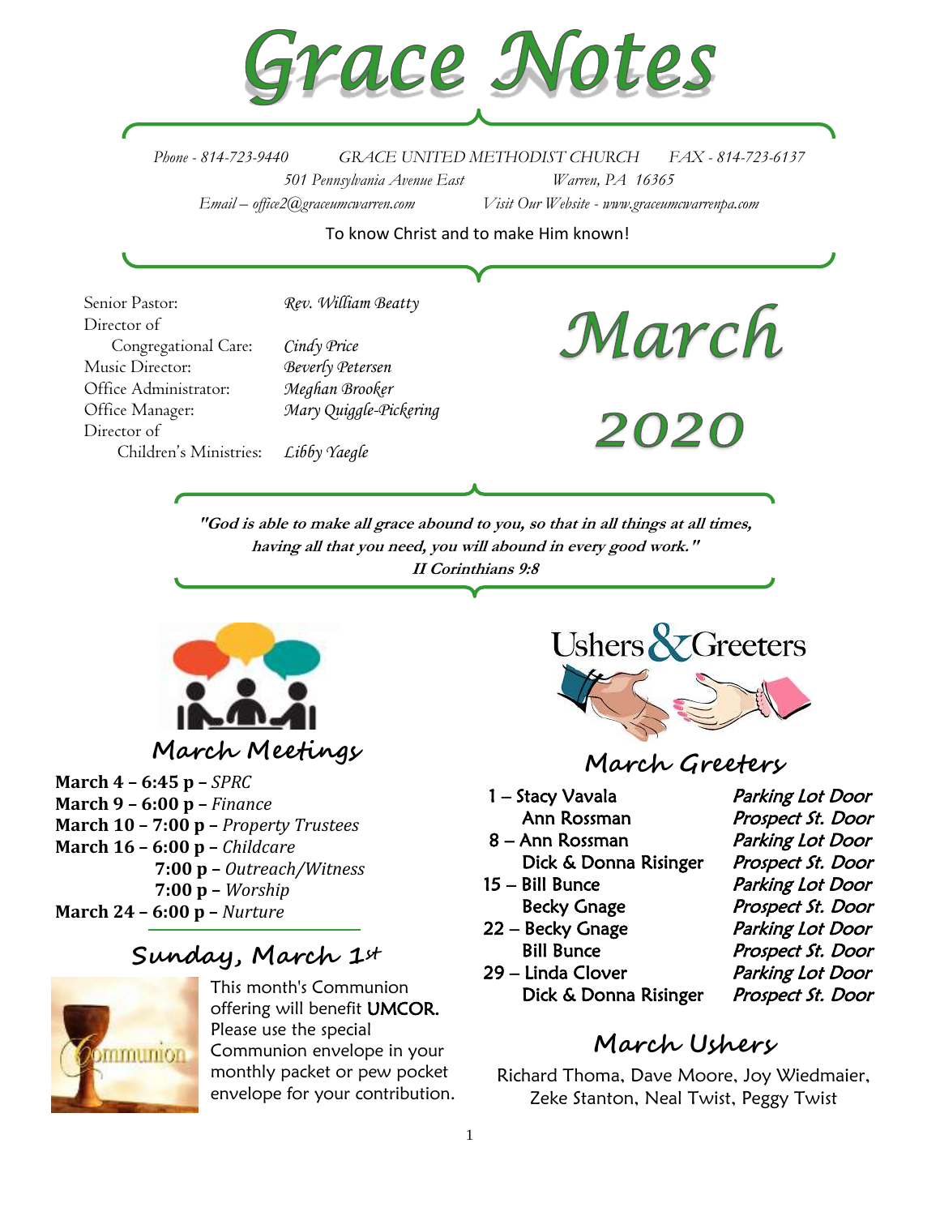# Grace Notes

*Phone - 814-723-9440* *GRACE UNITED METHODIST CHURCH* *FAX - 814-723-6137*
*501 Pennsylvania Avenue East* *Warren, PA 16365*
*Email – office2@graceumcwarren.com* *Visit Our Website - www.graceumcwarrenpa.com*

To know Christ and to make Him known!

| | |
|---|---|
| Senior Pastor: | *Rev. William Beatty* |
| Director of Congregational Care: | *Cindy Price* |
| Music Director: | *Beverly Petersen* |
| Office Administrator: | *Meghan Brooker* |
| Office Manager: | *Mary Quiggle-Pickering* |
| Director of Children's Ministries: | *Libby Yaegle* |

# March 2020

***"God is able to make all grace abound to you, so that in all things at all times, having all that you need, you will abound in every good work."***
***II Corinthians 9:8***

## March Meetings

**March 4 – 6:45 p –** *SPRC*
**March 9 – 6:00 p –** *Finance*
**March 10 – 7:00 p –** *Property Trustees*
**March 16 – 6:00 p –** *Childcare*
**7:00 p –** *Outreach/Witness*
**7:00 p –** *Worship*
**March 24 – 6:00 p –** *Nurture*

## Sunday, March 1st

This month's Communion offering will benefit UMCOR. Please use the special Communion envelope in your monthly packet or pew pocket envelope for your contribution.

## Ushers & Greeters

## March Greeters

| | |
|---|---|
| 1 – Stacy Vavala | *Parking Lot Door* |
| Ann Rossman | *Prospect St. Door* |
| 8 – Ann Rossman | *Parking Lot Door* |
| Dick & Donna Risinger | *Prospect St. Door* |
| 15 – Bill Bunce | *Parking Lot Door* |
| Becky Gnage | *Prospect St. Door* |
| 22 – Becky Gnage | *Parking Lot Door* |
| Bill Bunce | *Prospect St. Door* |
| 29 – Linda Clover | *Parking Lot Door* |
| Dick & Donna Risinger | *Prospect St. Door* |

## March Ushers

Richard Thoma, Dave Moore, Joy Wiedmaier, Zeke Stanton, Neal Twist, Peggy Twist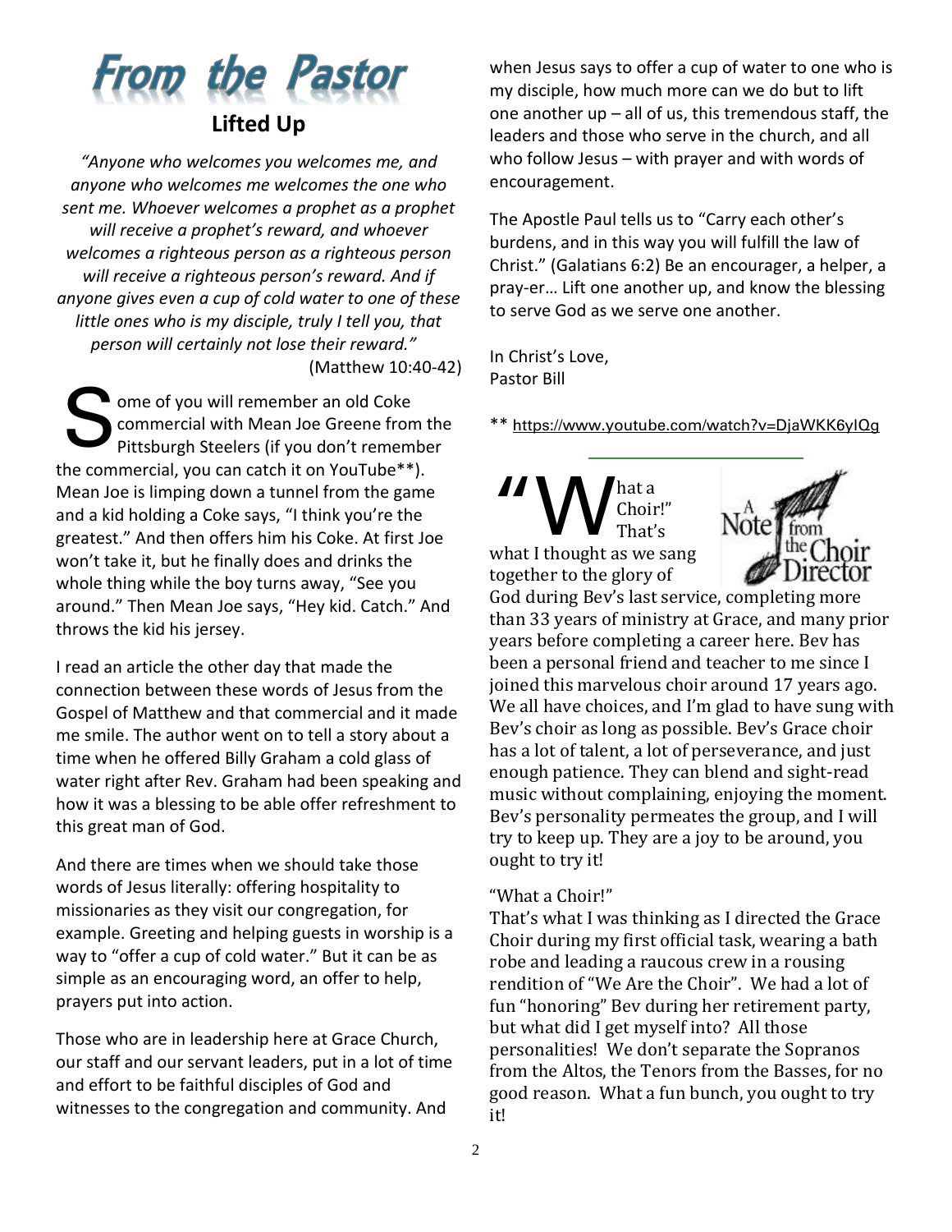# From the Pastor

## Lifted Up

*"Anyone who welcomes you welcomes me, and anyone who welcomes me welcomes the one who sent me. Whoever welcomes a prophet as a prophet will receive a prophet's reward, and whoever welcomes a righteous person as a righteous person will receive a righteous person's reward. And if anyone gives even a cup of cold water to one of these little ones who is my disciple, truly I tell you, that person will certainly not lose their reward."*
(Matthew 10:40-42)

Some of you will remember an old Coke commercial with Mean Joe Greene from the Pittsburgh Steelers (if you don't remember the commercial, you can catch it on YouTube**). Mean Joe is limping down a tunnel from the game and a kid holding a Coke says, "I think you're the greatest." And then offers him his Coke. At first Joe won't take it, but he finally does and drinks the whole thing while the boy turns away, "See you around." Then Mean Joe says, "Hey kid. Catch." And throws the kid his jersey.

I read an article the other day that made the connection between these words of Jesus from the Gospel of Matthew and that commercial and it made me smile. The author went on to tell a story about a time when he offered Billy Graham a cold glass of water right after Rev. Graham had been speaking and how it was a blessing to be able offer refreshment to this great man of God.

And there are times when we should take those words of Jesus literally: offering hospitality to missionaries as they visit our congregation, for example. Greeting and helping guests in worship is a way to "offer a cup of cold water." But it can be as simple as an encouraging word, an offer to help, prayers put into action.

Those who are in leadership here at Grace Church, our staff and our servant leaders, put in a lot of time and effort to be faithful disciples of God and witnesses to the congregation and community. And when Jesus says to offer a cup of water to one who is my disciple, how much more can we do but to lift one another up – all of us, this tremendous staff, the leaders and those who serve in the church, and all who follow Jesus – with prayer and with words of encouragement.

The Apostle Paul tells us to "Carry each other's burdens, and in this way you will fulfill the law of Christ." (Galatians 6:2) Be an encourager, a helper, a pray-er… Lift one another up, and know the blessing to serve God as we serve one another.

In Christ's Love,
Pastor Bill

** https://www.youtube.com/watch?v=DjaWKK6ylQg

---

## A Note from the Choir Director

"What a Choir!" That's what I thought as we sang together to the glory of God during Bev's last service, completing more than 33 years of ministry at Grace, and many prior years before completing a career here. Bev has been a personal friend and teacher to me since I joined this marvelous choir around 17 years ago. We all have choices, and I'm glad to have sung with Bev's choir as long as possible. Bev's Grace choir has a lot of talent, a lot of perseverance, and just enough patience. They can blend and sight-read music without complaining, enjoying the moment. Bev's personality permeates the group, and I will try to keep up. They are a joy to be around, you ought to try it!

"What a Choir!"
That's what I was thinking as I directed the Grace Choir during my first official task, wearing a bath robe and leading a raucous crew in a rousing rendition of "We Are the Choir". We had a lot of fun "honoring" Bev during her retirement party, but what did I get myself into? All those personalities! We don't separate the Sopranos from the Altos, the Tenors from the Basses, for no good reason. What a fun bunch, you ought to try it!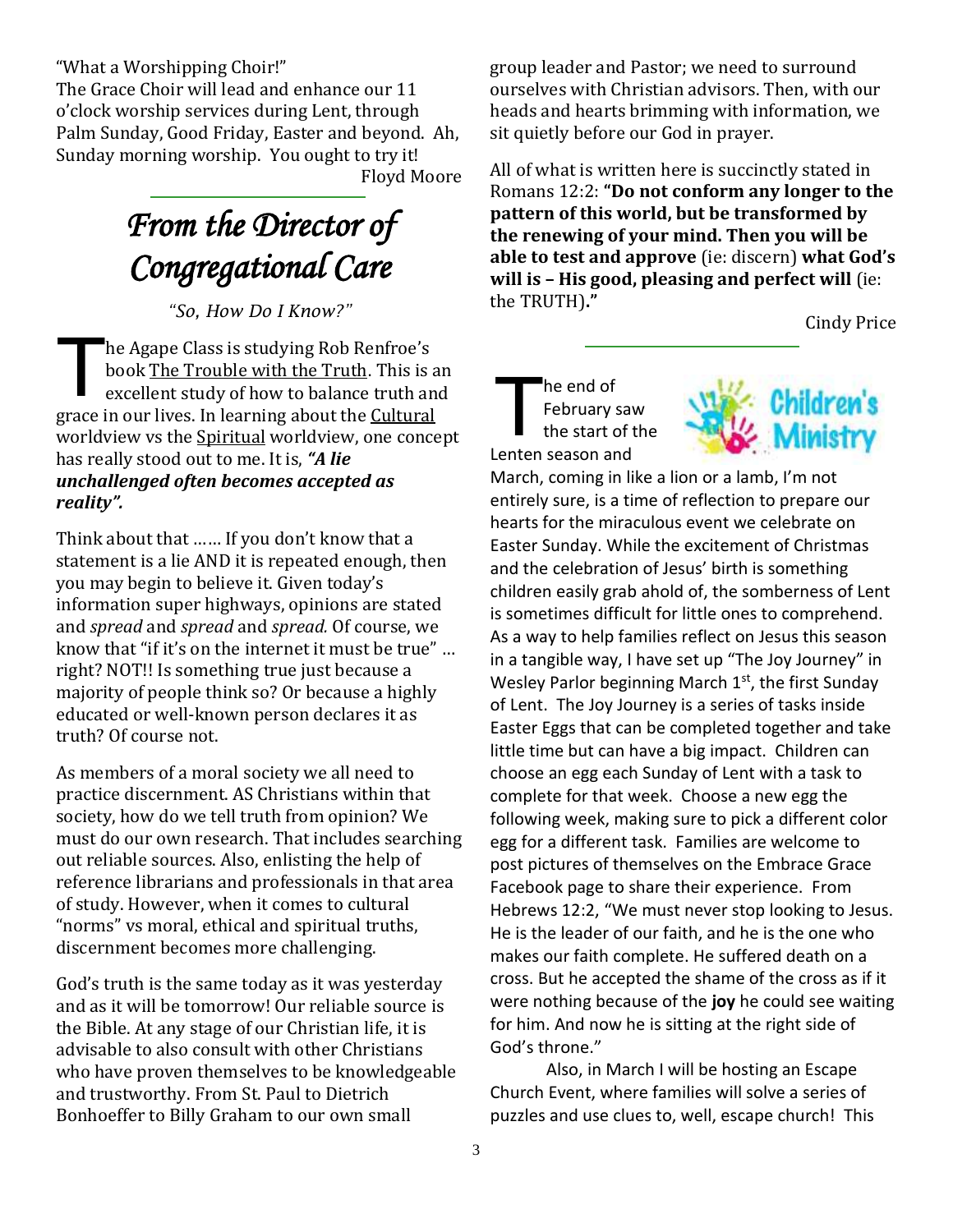"What a Worshipping Choir!"
The Grace Choir will lead and enhance our 11 o'clock worship services during Lent, through Palm Sunday, Good Friday, Easter and beyond. Ah, Sunday morning worship. You ought to try it!

Floyd Moore

# *From the Director of Congregational Care*

*"So, How Do I Know?"*

The Agape Class is studying Rob Renfroe's book The Trouble with the Truth. This is an excellent study of how to balance truth and grace in our lives. In learning about the Cultural worldview vs the Spiritual worldview, one concept has really stood out to me. It is, ***"A lie unchallenged often becomes accepted as reality".***

Think about that …… If you don't know that a statement is a lie AND it is repeated enough, then you may begin to believe it. Given today's information super highways, opinions are stated and *spread* and *spread* and *spread.* Of course, we know that "if it's on the internet it must be true" … right? NOT!! Is something true just because a majority of people think so? Or because a highly educated or well-known person declares it as truth? Of course not.

As members of a moral society we all need to practice discernment. AS Christians within that society, how do we tell truth from opinion? We must do our own research. That includes searching out reliable sources. Also, enlisting the help of reference librarians and professionals in that area of study. However, when it comes to cultural "norms" vs moral, ethical and spiritual truths, discernment becomes more challenging.

God's truth is the same today as it was yesterday and as it will be tomorrow! Our reliable source is the Bible. At any stage of our Christian life, it is advisable to also consult with other Christians who have proven themselves to be knowledgeable and trustworthy. From St. Paul to Dietrich Bonhoeffer to Billy Graham to our own small group leader and Pastor; we need to surround ourselves with Christian advisors. Then, with our heads and hearts brimming with information, we sit quietly before our God in prayer.

All of what is written here is succinctly stated in Romans 12:2: **"Do not conform any longer to the pattern of this world, but be transformed by the renewing of your mind. Then you will be able to test and approve** (ie: discern) **what God's will is – His good, pleasing and perfect will** (ie: the TRUTH)**."**

Cindy Price

## Children's Ministry

The end of February saw the start of the Lenten season and March, coming in like a lion or a lamb, I'm not entirely sure, is a time of reflection to prepare our hearts for the miraculous event we celebrate on Easter Sunday. While the excitement of Christmas and the celebration of Jesus' birth is something children easily grab ahold of, the somberness of Lent is sometimes difficult for little ones to comprehend. As a way to help families reflect on Jesus this season in a tangible way, I have set up "The Joy Journey" in Wesley Parlor beginning March 1st, the first Sunday of Lent. The Joy Journey is a series of tasks inside Easter Eggs that can be completed together and take little time but can have a big impact. Children can choose an egg each Sunday of Lent with a task to complete for that week. Choose a new egg the following week, making sure to pick a different color egg for a different task. Families are welcome to post pictures of themselves on the Embrace Grace Facebook page to share their experience. From Hebrews 12:2, "We must never stop looking to Jesus. He is the leader of our faith, and he is the one who makes our faith complete. He suffered death on a cross. But he accepted the shame of the cross as if it were nothing because of the **joy** he could see waiting for him. And now he is sitting at the right side of God's throne."

Also, in March I will be hosting an Escape Church Event, where families will solve a series of puzzles and use clues to, well, escape church! This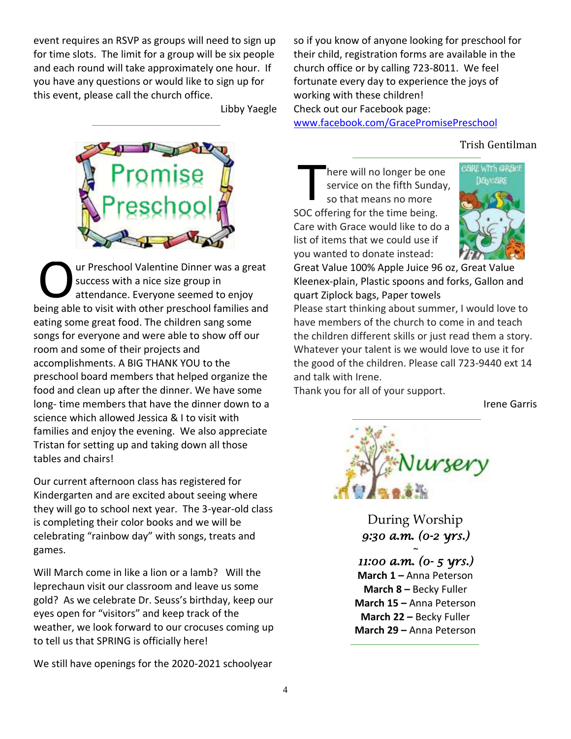event requires an RSVP as groups will need to sign up for time slots. The limit for a group will be six people and each round will take approximately one hour. If you have any questions or would like to sign up for this event, please call the church office.

Libby Yaegle

---

Promise Preschool

Our Preschool Valentine Dinner was a great success with a nice size group in attendance. Everyone seemed to enjoy being able to visit with other preschool families and eating some great food. The children sang some songs for everyone and were able to show off our room and some of their projects and accomplishments. A BIG THANK YOU to the preschool board members that helped organize the food and clean up after the dinner. We have some long- time members that have the dinner down to a science which allowed Jessica & I to visit with families and enjoy the evening. We also appreciate Tristan for setting up and taking down all those tables and chairs!

Our current afternoon class has registered for Kindergarten and are excited about seeing where they will go to school next year. The 3-year-old class is completing their color books and we will be celebrating "rainbow day" with songs, treats and games.

Will March come in like a lion or a lamb? Will the leprechaun visit our classroom and leave us some gold? As we celebrate Dr. Seuss's birthday, keep our eyes open for "visitors" and keep track of the weather, we look forward to our crocuses coming up to tell us that SPRING is officially here!

We still have openings for the 2020-2021 schoolyear so if you know of anyone looking for preschool for their child, registration forms are available in the church office or by calling 723-8011. We feel fortunate every day to experience the joys of working with these children!

Check out our Facebook page: [www.facebook.com/GracePromisePreschool](http://www.facebook.com/GracePromisePreschool)

Trish Gentilman

---

Care with Grace Daycare

There will no longer be one service on the fifth Sunday, so that means no more SOC offering for the time being. Care with Grace would like to do a list of items that we could use if you wanted to donate instead: Great Value 100% Apple Juice 96 oz, Great Value Kleenex-plain, Plastic spoons and forks, Gallon and quart Ziplock bags, Paper towels

Please start thinking about summer, I would love to have members of the church to come in and teach the children different skills or just read them a story. Whatever your talent is we would love to use it for the good of the children. Please call 723-9440 ext 14 and talk with Irene.

Thank you for all of your support.

Irene Garris

---

## Nursery

During Worship

*9:30 a.m. (0-2 yrs.)*

~

*11:00 a.m. (0- 5 yrs.)*

**March 1 –** Anna Peterson
**March 8 –** Becky Fuller
**March 15 –** Anna Peterson
**March 22 –** Becky Fuller
**March 29 –** Anna Peterson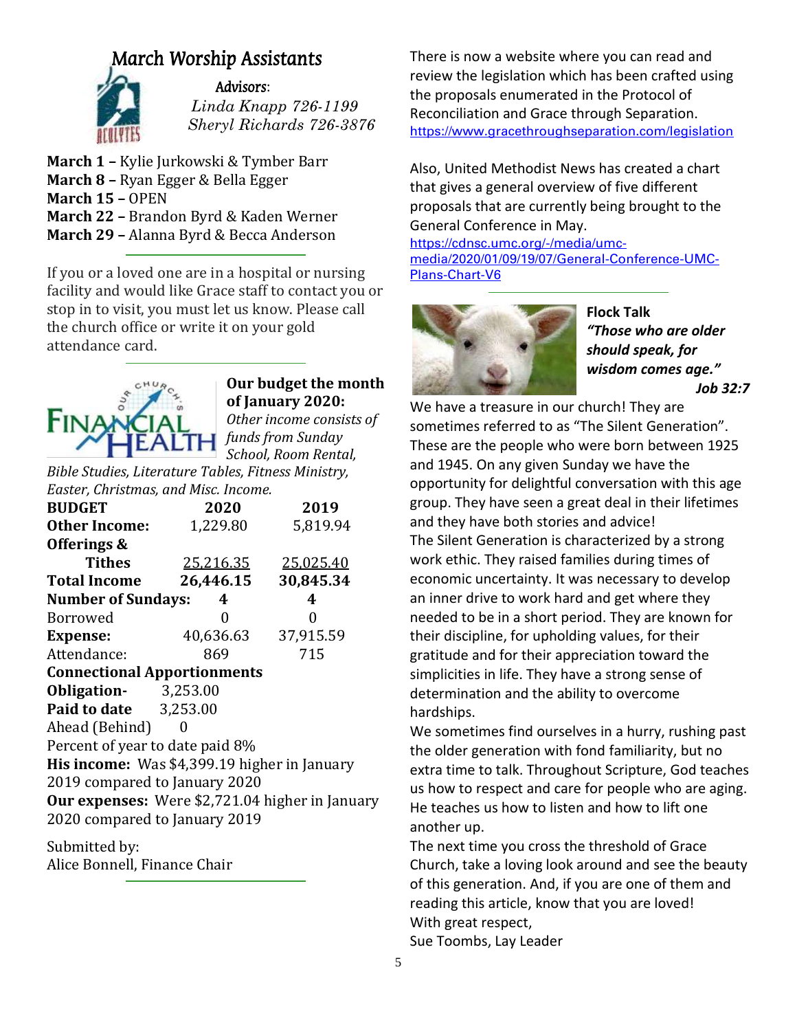## March Worship Assistants

**Advisors:**
*Linda Knapp 726-1199*
*Sheryl Richards 726-3876*

**March 1 –** Kylie Jurkowski & Tymber Barr
**March 8 –** Ryan Egger & Bella Egger
**March 15 –** OPEN
**March 22 –** Brandon Byrd & Kaden Werner
**March 29 –** Alanna Byrd & Becca Anderson

---

If you or a loved one are in a hospital or nursing facility and would like Grace staff to contact you or stop in to visit, you must let us know. Please call the church office or write it on your gold attendance card.

---

**Our budget the month of January 2020:**

*Other income consists of funds from Sunday School, Room Rental, Bible Studies, Literature Tables, Fitness Ministry, Easter, Christmas, and Misc. Income.*

| **BUDGET** | **2020** | **2019** |
|---|---|---|
| **Other Income:** | 1,229.80 | 5,819.94 |
| **Offerings & Tithes** | 25,216.35 | 25,025.40 |
| **Total Income** | **26,446.15** | **30,845.34** |
| **Number of Sundays:** | **4** | **4** |
| Borrowed | 0 | 0 |
| **Expense:** | 40,636.63 | 37,915.59 |
| Attendance: | 869 | 715 |

**Connectional Apportionments**
**Obligation-** 3,253.00
**Paid to date** 3,253.00
Ahead (Behind) 0
Percent of year to date paid 8%

**His income:** Was $4,399.19 higher in January 2019 compared to January 2020

**Our expenses:** Were $2,721.04 higher in January 2020 compared to January 2019

Submitted by:
Alice Bonnell, Finance Chair

---

There is now a website where you can read and review the legislation which has been crafted using the proposals enumerated in the Protocol of Reconciliation and Grace through Separation.
https://www.gracethroughseparation.com/legislation

Also, United Methodist News has created a chart that gives a general overview of five different proposals that are currently being brought to the General Conference in May.
https://cdnsc.umc.org/-/media/umc-media/2020/01/09/19/07/General-Conference-UMC-Plans-Chart-V6

---

**Flock Talk**

***"Those who are older should speak, for wisdom comes age."***
***Job 32:7***

We have a treasure in our church! They are sometimes referred to as "The Silent Generation". These are the people who were born between 1925 and 1945. On any given Sunday we have the opportunity for delightful conversation with this age group. They have seen a great deal in their lifetimes and they have both stories and advice!

The Silent Generation is characterized by a strong work ethic. They raised families during times of economic uncertainty. It was necessary to develop an inner drive to work hard and get where they needed to be in a short period. They are known for their discipline, for upholding values, for their gratitude and for their appreciation toward the simplicities in life. They have a strong sense of determination and the ability to overcome hardships.

We sometimes find ourselves in a hurry, rushing past the older generation with fond familiarity, but no extra time to talk. Throughout Scripture, God teaches us how to respect and care for people who are aging. He teaches us how to listen and how to lift one another up.

The next time you cross the threshold of Grace Church, take a loving look around and see the beauty of this generation. And, if you are one of them and reading this article, know that you are loved!

With great respect,
Sue Toombs, Lay Leader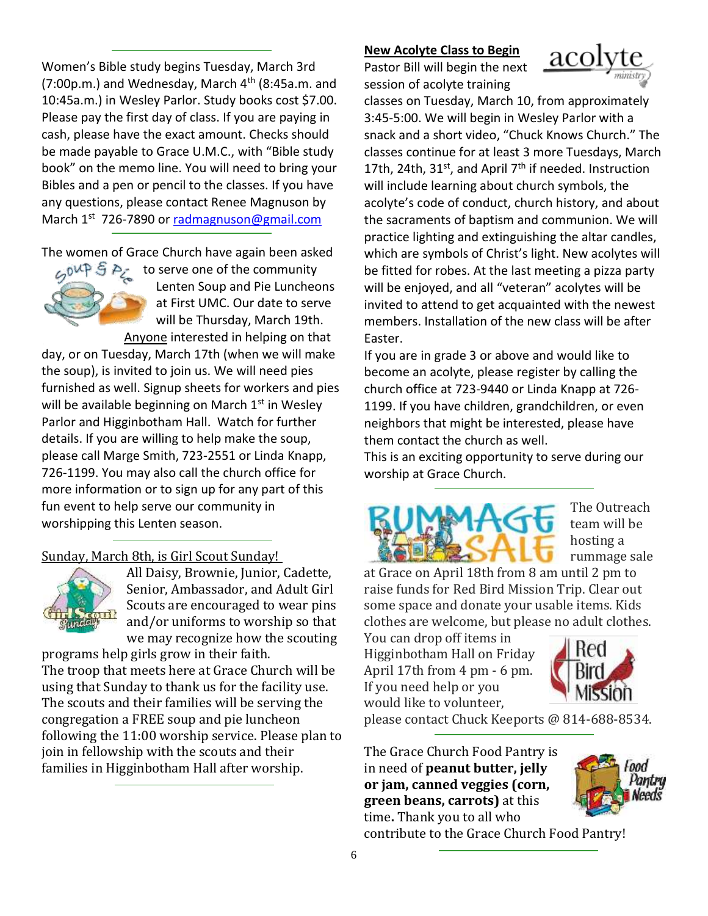Women's Bible study begins Tuesday, March 3rd (7:00p.m.) and Wednesday, March 4th (8:45a.m. and 10:45a.m.) in Wesley Parlor. Study books cost $7.00. Please pay the first day of class. If you are paying in cash, please have the exact amount. Checks should be made payable to Grace U.M.C., with "Bible study book" on the memo line. You will need to bring your Bibles and a pen or pencil to the classes. If you have any questions, please contact Renee Magnuson by March 1st 726-7890 or radmagnuson@gmail.com

The women of Grace Church have again been asked to serve one of the community Lenten Soup and Pie Luncheons at First UMC. Our date to serve will be Thursday, March 19th. Anyone interested in helping on that day, or on Tuesday, March 17th (when we will make the soup), is invited to join us. We will need pies furnished as well. Signup sheets for workers and pies will be available beginning on March 1st in Wesley Parlor and Higginbotham Hall. Watch for further details. If you are willing to help make the soup, please call Marge Smith, 723-2551 or Linda Knapp, 726-1199. You may also call the church office for more information or to sign up for any part of this fun event to help serve our community in worshipping this Lenten season.

Sunday, March 8th, is Girl Scout Sunday!

All Daisy, Brownie, Junior, Cadette, Senior, Ambassador, and Adult Girl Scouts are encouraged to wear pins and/or uniforms to worship so that we may recognize how the scouting programs help girls grow in their faith. The troop that meets here at Grace Church will be using that Sunday to thank us for the facility use. The scouts and their families will be serving the congregation a FREE soup and pie luncheon following the 11:00 worship service. Please plan to join in fellowship with the scouts and their families in Higginbotham Hall after worship.

**New Acolyte Class to Begin**

Pastor Bill will begin the next session of acolyte training classes on Tuesday, March 10, from approximately 3:45-5:00. We will begin in Wesley Parlor with a snack and a short video, "Chuck Knows Church." The classes continue for at least 3 more Tuesdays, March 17th, 24th, 31st, and April 7th if needed. Instruction will include learning about church symbols, the acolyte's code of conduct, church history, and about the sacraments of baptism and communion. We will practice lighting and extinguishing the altar candles, which are symbols of Christ's light. New acolytes will be fitted for robes. At the last meeting a pizza party will be enjoyed, and all "veteran" acolytes will be invited to attend to get acquainted with the newest members. Installation of the new class will be after Easter.

If you are in grade 3 or above and would like to become an acolyte, please register by calling the church office at 723-9440 or Linda Knapp at 726-1199. If you have children, grandchildren, or even neighbors that might be interested, please have them contact the church as well.

This is an exciting opportunity to serve during our worship at Grace Church.

The Outreach team will be hosting a rummage sale at Grace on April 18th from 8 am until 2 pm to raise funds for Red Bird Mission Trip. Clear out some space and donate your usable items. Kids clothes are welcome, but please no adult clothes. You can drop off items in Higginbotham Hall on Friday April 17th from 4 pm - 6 pm. If you need help or you would like to volunteer, please contact Chuck Keeports @ 814-688-8534.

The Grace Church Food Pantry is in need of **peanut butter, jelly or jam, canned veggies (corn, green beans, carrots)** at this time**.** Thank you to all who contribute to the Grace Church Food Pantry!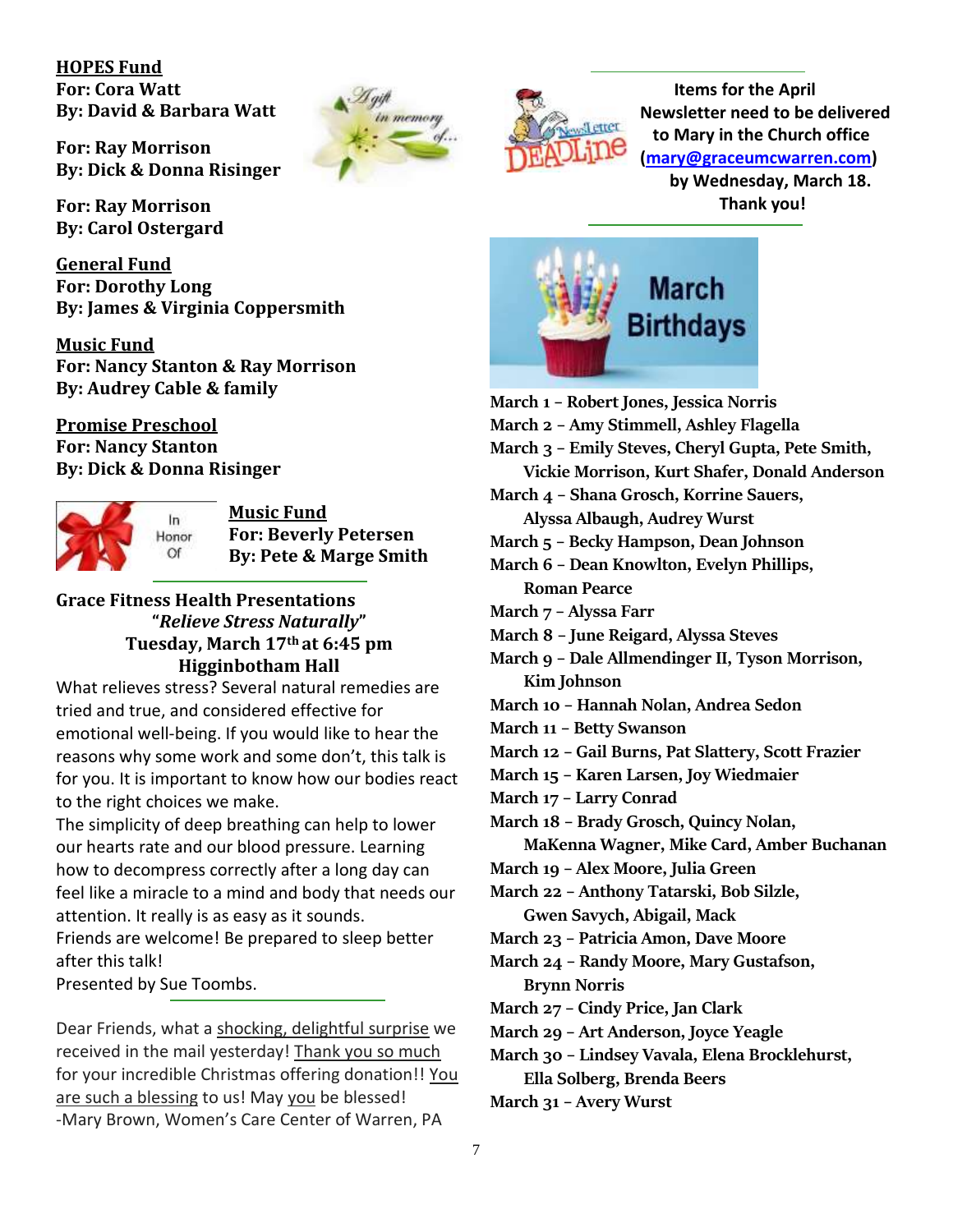**<u>HOPES Fund</u>**
**For: Cora Watt**
**By: David & Barbara Watt**

**For: Ray Morrison**
**By: Dick & Donna Risinger**

**For: Ray Morrison**
**By: Carol Ostergard**

**<u>General Fund</u>**
**For: Dorothy Long**
**By: James & Virginia Coppersmith**

**<u>Music Fund</u>**
**For: Nancy Stanton & Ray Morrison**
**By: Audrey Cable & family**

**<u>Promise Preschool</u>**
**For: Nancy Stanton**
**By: Dick & Donna Risinger**

In Honor Of

**<u>Music Fund</u>**
**For: Beverly Petersen**
**By: Pete & Marge Smith**

**Grace Fitness Health Presentations**
**"*Relieve Stress Naturally*"**
**Tuesday, March 17th at 6:45 pm**
**Higginbotham Hall**

What relieves stress? Several natural remedies are tried and true, and considered effective for emotional well-being. If you would like to hear the reasons why some work and some don't, this talk is for you. It is important to know how our bodies react to the right choices we make.

The simplicity of deep breathing can help to lower our hearts rate and our blood pressure. Learning how to decompress correctly after a long day can feel like a miracle to a mind and body that needs our attention. It really is as easy as it sounds.

Friends are welcome! Be prepared to sleep better after this talk!

Presented by Sue Toombs.

Dear Friends, what a <u>shocking, delightful surprise</u> we received in the mail yesterday! <u>Thank you so much</u> for your incredible Christmas offering donation!! <u>You are such a blessing</u> to us! May <u>you</u> be blessed!
-Mary Brown, Women's Care Center of Warren, PA

**Items for the April Newsletter need to be delivered to Mary in the Church office ([mary@graceumcwarren.com](mailto:mary@graceumcwarren.com)) by Wednesday, March 18. Thank you!**

## March Birthdays

**March 1 – Robert Jones, Jessica Norris**
**March 2 – Amy Stimmell, Ashley Flagella**
**March 3 – Emily Steves, Cheryl Gupta, Pete Smith, Vickie Morrison, Kurt Shafer, Donald Anderson**
**March 4 – Shana Grosch, Korrine Sauers, Alyssa Albaugh, Audrey Wurst**
**March 5 – Becky Hampson, Dean Johnson**
**March 6 – Dean Knowlton, Evelyn Phillips, Roman Pearce**
**March 7 – Alyssa Farr**
**March 8 – June Reigard, Alyssa Steves**
**March 9 – Dale Allmendinger II, Tyson Morrison, Kim Johnson**
**March 10 – Hannah Nolan, Andrea Sedon**
**March 11 – Betty Swanson**
**March 12 – Gail Burns, Pat Slattery, Scott Frazier**
**March 15 – Karen Larsen, Joy Wiedmaier**
**March 17 – Larry Conrad**
**March 18 – Brady Grosch, Quincy Nolan, MaKenna Wagner, Mike Card, Amber Buchanan**
**March 19 – Alex Moore, Julia Green**
**March 22 – Anthony Tatarski, Bob Silzle, Gwen Savych, Abigail, Mack**
**March 23 – Patricia Amon, Dave Moore**
**March 24 – Randy Moore, Mary Gustafson, Brynn Norris**
**March 27 – Cindy Price, Jan Clark**
**March 29 – Art Anderson, Joyce Yeagle**
**March 30 – Lindsey Vavala, Elena Brocklehurst, Ella Solberg, Brenda Beers**
**March 31 – Avery Wurst**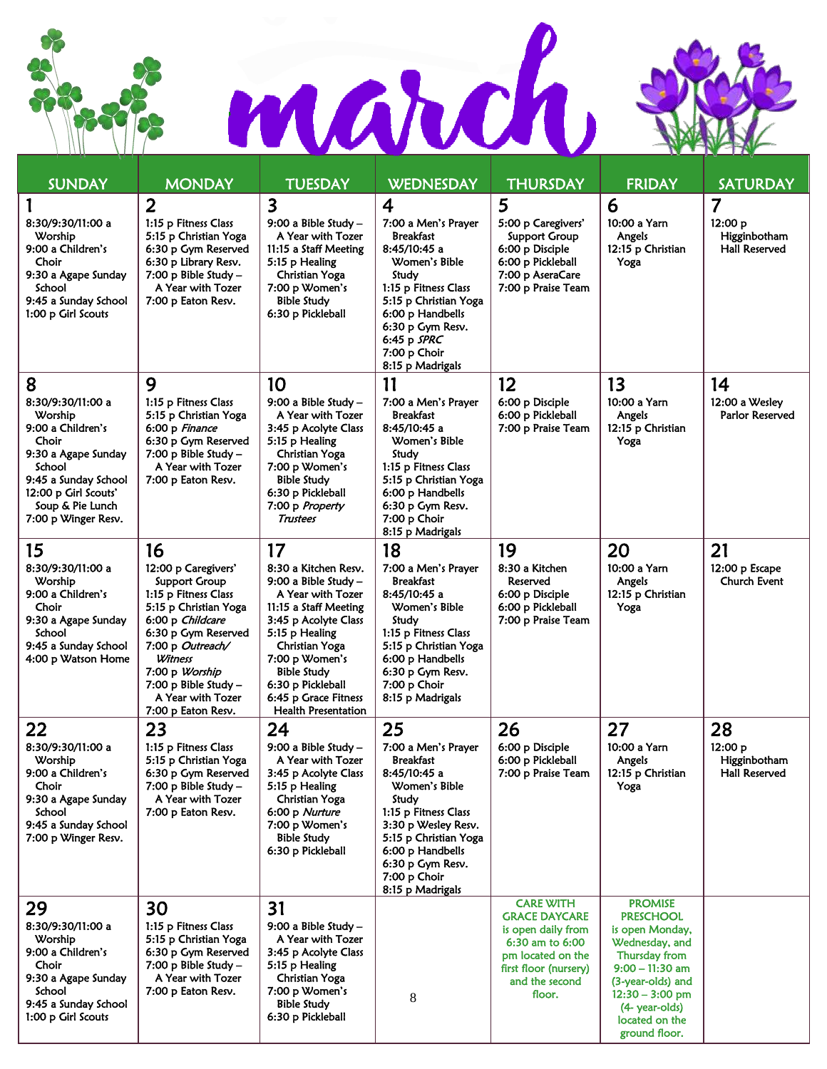# march

| SUNDAY | MONDAY | TUESDAY | WEDNESDAY | THURSDAY | FRIDAY | SATURDAY |
|---|---|---|---|---|---|---|
| **1**<br>8:30/9:30/11:00 a Worship<br>9:00 a Children's Choir<br>9:30 a Agape Sunday School<br>9:45 a Sunday School<br>1:00 p Girl Scouts | **2**<br>1:15 p Fitness Class<br>5:15 p Christian Yoga<br>6:30 p Gym Reserved<br>6:30 p Library Resv.<br>7:00 p Bible Study – A Year with Tozer<br>7:00 p Eaton Resv. | **3**<br>9:00 a Bible Study – A Year with Tozer<br>11:15 a Staff Meeting<br>5:15 p Healing Christian Yoga<br>7:00 p Women's Bible Study<br>6:30 p Pickleball | **4**<br>7:00 a Men's Prayer Breakfast<br>8:45/10:45 a Women's Bible Study<br>1:15 p Fitness Class<br>5:15 p Christian Yoga<br>6:00 p Handbells<br>6:30 p Gym Resv.<br>6:45 p *SPRC*<br>7:00 p Choir<br>8:15 p Madrigals | **5**<br>5:00 p Caregivers' Support Group<br>6:00 p Disciple<br>6:00 p Pickleball<br>7:00 p AseraCare<br>7:00 p Praise Team | **6**<br>10:00 a Yarn Angels<br>12:15 p Christian Yoga | **7**<br>12:00 p Higginbotham Hall Reserved |
| **8**<br>8:30/9:30/11:00 a Worship<br>9:00 a Children's Choir<br>9:30 a Agape Sunday School<br>9:45 a Sunday School<br>12:00 p Girl Scouts' Soup & Pie Lunch<br>7:00 p Winger Resv. | **9**<br>1:15 p Fitness Class<br>5:15 p Christian Yoga<br>6:00 p *Finance*<br>6:30 p Gym Reserved<br>7:00 p Bible Study – A Year with Tozer<br>7:00 p Eaton Resv. | **10**<br>9:00 a Bible Study – A Year with Tozer<br>3:45 p Acolyte Class<br>5:15 p Healing Christian Yoga<br>7:00 p Women's Bible Study<br>6:30 p Pickleball<br>7:00 p *Property Trustees* | **11**<br>7:00 a Men's Prayer Breakfast<br>8:45/10:45 a Women's Bible Study<br>1:15 p Fitness Class<br>5:15 p Christian Yoga<br>6:00 p Handbells<br>6:30 p Gym Resv.<br>7:00 p Choir<br>8:15 p Madrigals | **12**<br>6:00 p Disciple<br>6:00 p Pickleball<br>7:00 p Praise Team | **13**<br>10:00 a Yarn Angels<br>12:15 p Christian Yoga | **14**<br>12:00 a Wesley Parlor Reserved |
| **15**<br>8:30/9:30/11:00 a Worship<br>9:00 a Children's Choir<br>9:30 a Agape Sunday School<br>9:45 a Sunday School<br>4:00 p Watson Home | **16**<br>12:00 p Caregivers' Support Group<br>1:15 p Fitness Class<br>5:15 p Christian Yoga<br>6:00 p *Childcare*<br>6:30 p Gym Reserved<br>7:00 p *Outreach/ Witness*<br>7:00 p *Worship*<br>7:00 p Bible Study – A Year with Tozer<br>7:00 p Eaton Resv. | **17**<br>8:30 a Kitchen Resv.<br>9:00 a Bible Study – A Year with Tozer<br>11:15 a Staff Meeting<br>3:45 p Acolyte Class<br>5:15 p Healing Christian Yoga<br>7:00 p Women's Bible Study<br>6:30 p Pickleball<br>6:45 p Grace Fitness Health Presentation | **18**<br>7:00 a Men's Prayer Breakfast<br>8:45/10:45 a Women's Bible Study<br>1:15 p Fitness Class<br>5:15 p Christian Yoga<br>6:00 p Handbells<br>6:30 p Gym Resv.<br>7:00 p Choir<br>8:15 p Madrigals | **19**<br>8:30 a Kitchen Reserved<br>6:00 p Disciple<br>6:00 p Pickleball<br>7:00 p Praise Team | **20**<br>10:00 a Yarn Angels<br>12:15 p Christian Yoga | **21**<br>12:00 p Escape Church Event |
| **22**<br>8:30/9:30/11:00 a Worship<br>9:00 a Children's Choir<br>9:30 a Agape Sunday School<br>9:45 a Sunday School<br>7:00 p Winger Resv. | **23**<br>1:15 p Fitness Class<br>5:15 p Christian Yoga<br>6:30 p Gym Reserved<br>7:00 p Bible Study – A Year with Tozer<br>7:00 p Eaton Resv. | **24**<br>9:00 a Bible Study – A Year with Tozer<br>3:45 p Acolyte Class<br>5:15 p Healing Christian Yoga<br>6:00 p *Nurture*<br>7:00 p Women's Bible Study<br>6:30 p Pickleball | **25**<br>7:00 a Men's Prayer Breakfast<br>8:45/10:45 a Women's Bible Study<br>1:15 p Fitness Class<br>3:30 p Wesley Resv.<br>5:15 p Christian Yoga<br>6:00 p Handbells<br>6:30 p Gym Resv.<br>7:00 p Choir<br>8:15 p Madrigals | **26**<br>6:00 p Disciple<br>6:00 p Pickleball<br>7:00 p Praise Team | **27**<br>10:00 a Yarn Angels<br>12:15 p Christian Yoga | **28**<br>12:00 p Higginbotham Hall Reserved |
| **29**<br>8:30/9:30/11:00 a Worship<br>9:00 a Children's Choir<br>9:30 a Agape Sunday School<br>9:45 a Sunday School<br>1:00 p Girl Scouts | **30**<br>1:15 p Fitness Class<br>5:15 p Christian Yoga<br>6:30 p Gym Reserved<br>7:00 p Bible Study – A Year with Tozer<br>7:00 p Eaton Resv. | **31**<br>9:00 a Bible Study – A Year with Tozer<br>3:45 p Acolyte Class<br>5:15 p Healing Christian Yoga<br>7:00 p Women's Bible Study<br>6:30 p Pickleball | | **CARE WITH GRACE DAYCARE** is open daily from 6:30 am to 6:00 pm located on the first floor (nursery) and the second floor. | **PROMISE PRESCHOOL** is open Monday, Wednesday, and Thursday from 9:00 – 11:30 am (3-year-olds) and 12:30 – 3:00 pm (4- year-olds) located on the ground floor. | |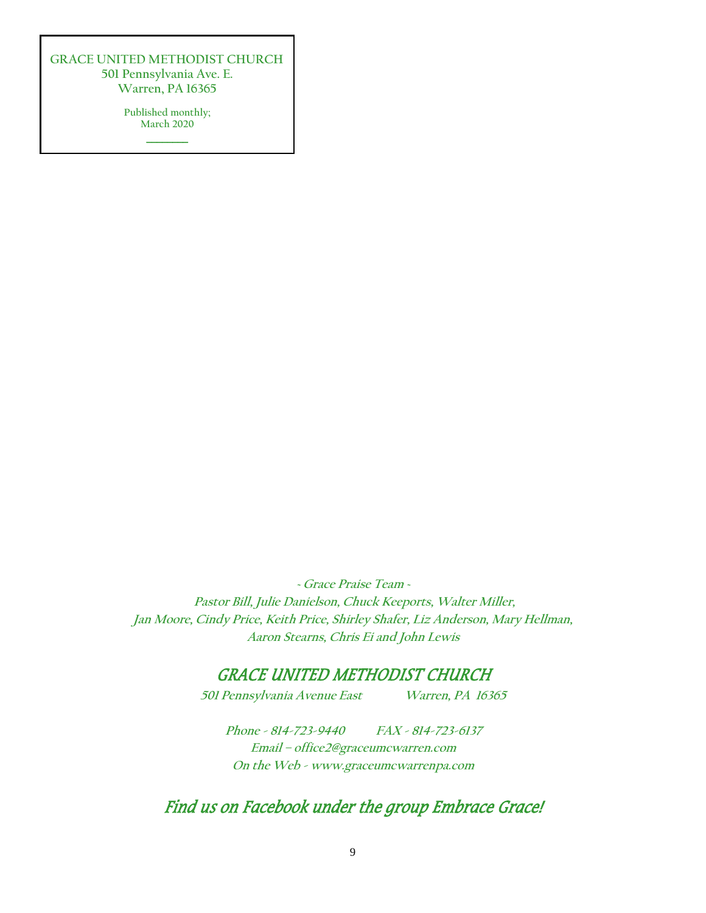GRACE UNITED METHODIST CHURCH
501 Pennsylvania Ave. E.
Warren, PA 16365

Published monthly;
March 2020

~ Grace Praise Team ~

Pastor Bill, Julie Danielson, Chuck Keeports, Walter Miller, Jan Moore, Cindy Price, Keith Price, Shirley Shafer, Liz Anderson, Mary Hellman, Aaron Stearns, Chris Ei and John Lewis

## GRACE UNITED METHODIST CHURCH

501 Pennsylvania Avenue East Warren, PA 16365

Phone - 814-723-9440 FAX - 814-723-6137
Email – office2@graceumcwarren.com
On the Web - www.graceumcwarrenpa.com

*Find us on Facebook under the group Embrace Grace!*